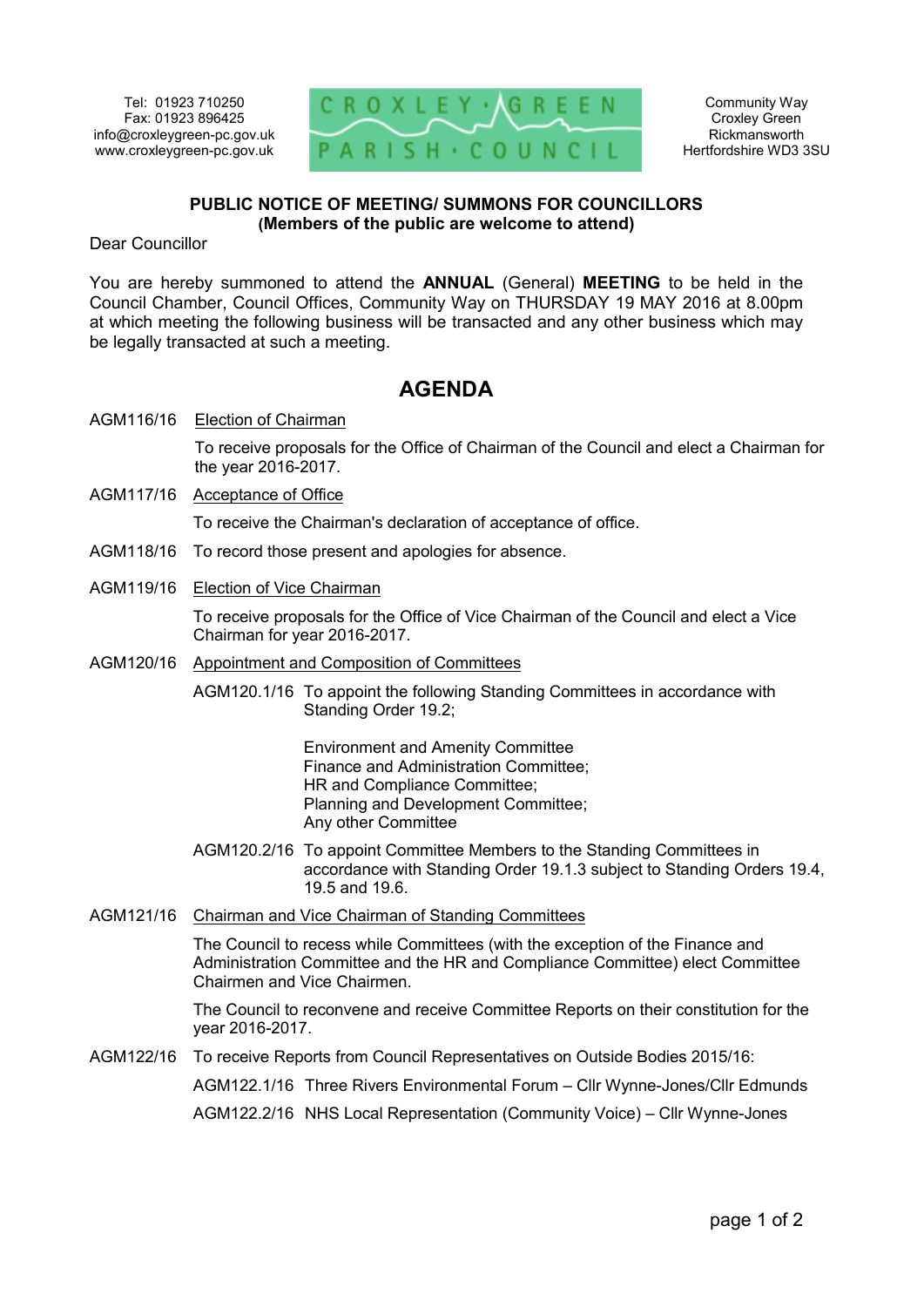Tel: 01923 710250
Fax: 01923 896425
info@croxleygreen-pc.gov.uk
www.croxleygreen-pc.gov.uk

CROXLEY GREEN PARISH COUNCIL

Community Way
Croxley Green
Rickmansworth
Hertfordshire WD3 3SU

**PUBLIC NOTICE OF MEETING/ SUMMONS FOR COUNCILLORS**
**(Members of the public are welcome to attend)**

Dear Councillor

You are hereby summoned to attend the **ANNUAL** (General) **MEETING** to be held in the Council Chamber, Council Offices, Community Way on THURSDAY 19 MAY 2016 at 8.00pm at which meeting the following business will be transacted and any other business which may be legally transacted at such a meeting.

# AGENDA

AGM116/16 Election of Chairman

To receive proposals for the Office of Chairman of the Council and elect a Chairman for the year 2016-2017.

AGM117/16 Acceptance of Office

To receive the Chairman's declaration of acceptance of office.

AGM118/16 To record those present and apologies for absence.

AGM119/16 Election of Vice Chairman

To receive proposals for the Office of Vice Chairman of the Council and elect a Vice Chairman for year 2016-2017.

AGM120/16 Appointment and Composition of Committees

AGM120.1/16 To appoint the following Standing Committees in accordance with Standing Order 19.2;

Environment and Amenity Committee
Finance and Administration Committee;
HR and Compliance Committee;
Planning and Development Committee;
Any other Committee

AGM120.2/16 To appoint Committee Members to the Standing Committees in accordance with Standing Order 19.1.3 subject to Standing Orders 19.4, 19.5 and 19.6.

AGM121/16 Chairman and Vice Chairman of Standing Committees

The Council to recess while Committees (with the exception of the Finance and Administration Committee and the HR and Compliance Committee) elect Committee Chairmen and Vice Chairmen.

The Council to reconvene and receive Committee Reports on their constitution for the year 2016-2017.

AGM122/16 To receive Reports from Council Representatives on Outside Bodies 2015/16:

AGM122.1/16 Three Rivers Environmental Forum – Cllr Wynne-Jones/Cllr Edmunds

AGM122.2/16 NHS Local Representation (Community Voice) – Cllr Wynne-Jones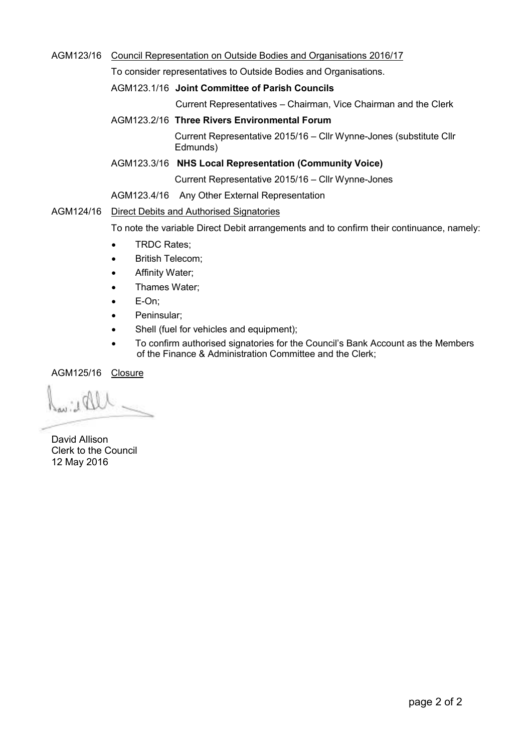AGM123/16 Council Representation on Outside Bodies and Organisations 2016/17

To consider representatives to Outside Bodies and Organisations.

AGM123.1/16 **Joint Committee of Parish Councils**

Current Representatives – Chairman, Vice Chairman and the Clerk

AGM123.2/16 **Three Rivers Environmental Forum**

Current Representative 2015/16 – Cllr Wynne-Jones (substitute Cllr Edmunds)

AGM123.3/16 **NHS Local Representation (Community Voice)**

Current Representative 2015/16 – Cllr Wynne-Jones

AGM123.4/16 Any Other External Representation

AGM124/16 Direct Debits and Authorised Signatories

To note the variable Direct Debit arrangements and to confirm their continuance, namely:

- TRDC Rates;
- British Telecom;
- Affinity Water;
- Thames Water;
- E-On;
- Peninsular;
- Shell (fuel for vehicles and equipment);
- To confirm authorised signatories for the Council's Bank Account as the Members of the Finance & Administration Committee and the Clerk;

AGM125/16 Closure

David Allison
Clerk to the Council
12 May 2016